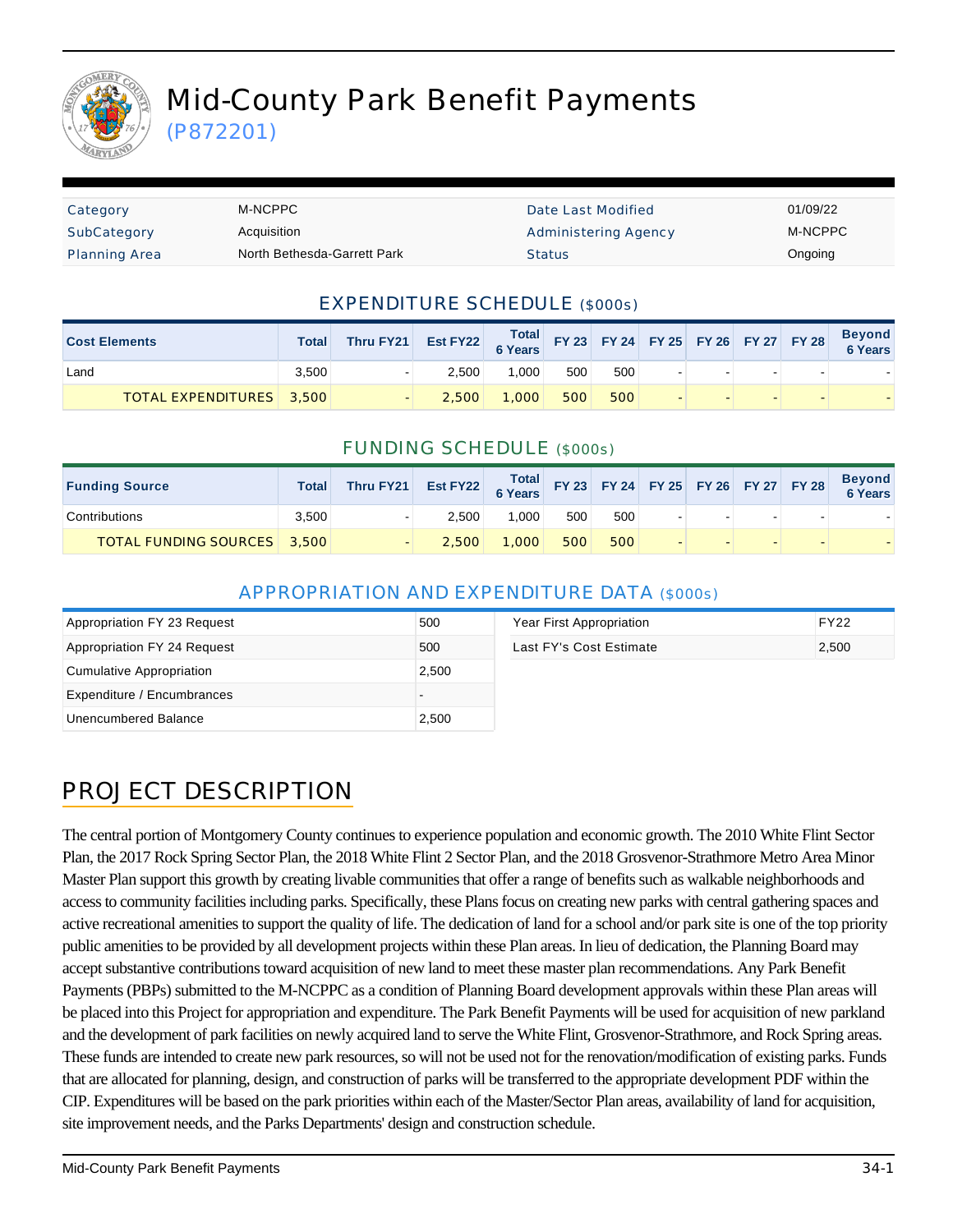# Mid-County Park Benefit Payments

(P872201)

| Category | M-NCPPC | Date Last Modified | 01/09/22 |
|---|---|---|---|
| SubCategory | Acquisition | Administering Agency | M-NCPPC |
| Planning Area | North Bethesda-Garrett Park | Status | Ongoing |

## EXPENDITURE SCHEDULE ($000s)

| Cost Elements | Total | Thru FY21 | Est FY22 | Total 6 Years | FY 23 | FY 24 | FY 25 | FY 26 | FY 27 | FY 28 | Beyond 6 Years |
|---|---|---|---|---|---|---|---|---|---|---|---|
| Land | 3,500 | - | 2,500 | 1,000 | 500 | 500 | - | - | - | - | - |
| TOTAL EXPENDITURES | 3,500 | - | 2,500 | 1,000 | 500 | 500 | - | - | - | - | - |

## FUNDING SCHEDULE ($000s)

| Funding Source | Total | Thru FY21 | Est FY22 | Total 6 Years | FY 23 | FY 24 | FY 25 | FY 26 | FY 27 | FY 28 | Beyond 6 Years |
|---|---|---|---|---|---|---|---|---|---|---|---|
| Contributions | 3,500 | - | 2,500 | 1,000 | 500 | 500 | - | - | - | - | - |
| TOTAL FUNDING SOURCES | 3,500 | - | 2,500 | 1,000 | 500 | 500 | - | - | - | - | - |

## APPROPRIATION AND EXPENDITURE DATA ($000s)

| | |
|---|---|
| Appropriation FY 23 Request | 500 |
| Appropriation FY 24 Request | 500 |
| Cumulative Appropriation | 2,500 |
| Expenditure / Encumbrances | - |
| Unencumbered Balance | 2,500 |

| | |
|---|---|
| Year First Appropriation | FY22 |
| Last FY's Cost Estimate | 2,500 |

## PROJECT DESCRIPTION

The central portion of Montgomery County continues to experience population and economic growth. The 2010 White Flint Sector Plan, the 2017 Rock Spring Sector Plan, the 2018 White Flint 2 Sector Plan, and the 2018 Grosvenor-Strathmore Metro Area Minor Master Plan support this growth by creating livable communities that offer a range of benefits such as walkable neighborhoods and access to community facilities including parks. Specifically, these Plans focus on creating new parks with central gathering spaces and active recreational amenities to support the quality of life. The dedication of land for a school and/or park site is one of the top priority public amenities to be provided by all development projects within these Plan areas. In lieu of dedication, the Planning Board may accept substantive contributions toward acquisition of new land to meet these master plan recommendations. Any Park Benefit Payments (PBPs) submitted to the M-NCPPC as a condition of Planning Board development approvals within these Plan areas will be placed into this Project for appropriation and expenditure. The Park Benefit Payments will be used for acquisition of new parkland and the development of park facilities on newly acquired land to serve the White Flint, Grosvenor-Strathmore, and Rock Spring areas. These funds are intended to create new park resources, so will not be used not for the renovation/modification of existing parks. Funds that are allocated for planning, design, and construction of parks will be transferred to the appropriate development PDF within the CIP. Expenditures will be based on the park priorities within each of the Master/Sector Plan areas, availability of land for acquisition, site improvement needs, and the Parks Departments' design and construction schedule.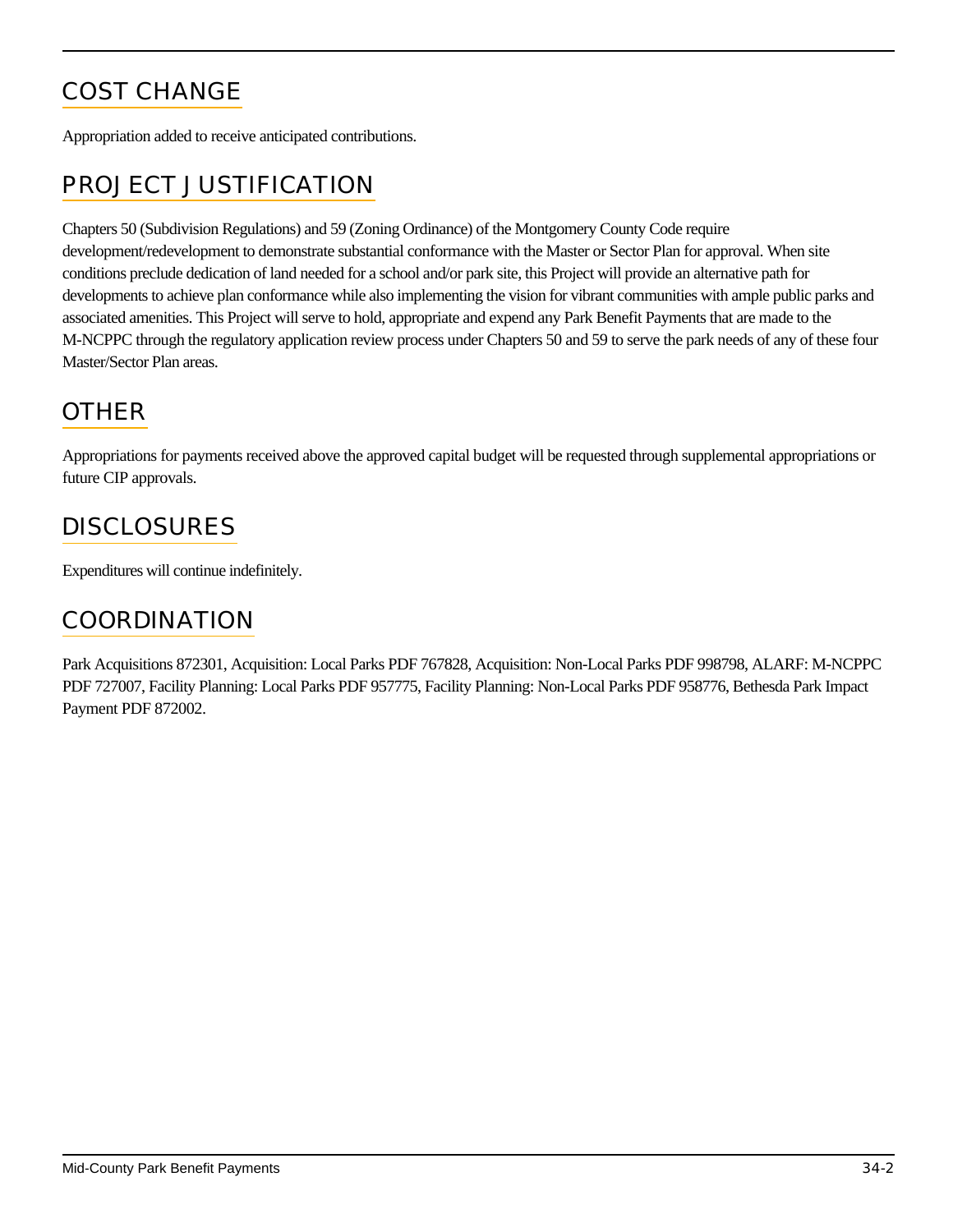## COST CHANGE

Appropriation added to receive anticipated contributions.

## PROJECT JUSTIFICATION

Chapters 50 (Subdivision Regulations) and 59 (Zoning Ordinance) of the Montgomery County Code require development/redevelopment to demonstrate substantial conformance with the Master or Sector Plan for approval. When site conditions preclude dedication of land needed for a school and/or park site, this Project will provide an alternative path for developments to achieve plan conformance while also implementing the vision for vibrant communities with ample public parks and associated amenities. This Project will serve to hold, appropriate and expend any Park Benefit Payments that are made to the M-NCPPC through the regulatory application review process under Chapters 50 and 59 to serve the park needs of any of these four Master/Sector Plan areas.

## OTHER

Appropriations for payments received above the approved capital budget will be requested through supplemental appropriations or future CIP approvals.

## DISCLOSURES

Expenditures will continue indefinitely.

## COORDINATION

Park Acquisitions 872301, Acquisition: Local Parks PDF 767828, Acquisition: Non-Local Parks PDF 998798, ALARF: M-NCPPC PDF 727007, Facility Planning: Local Parks PDF 957775, Facility Planning: Non-Local Parks PDF 958776, Bethesda Park Impact Payment PDF 872002.